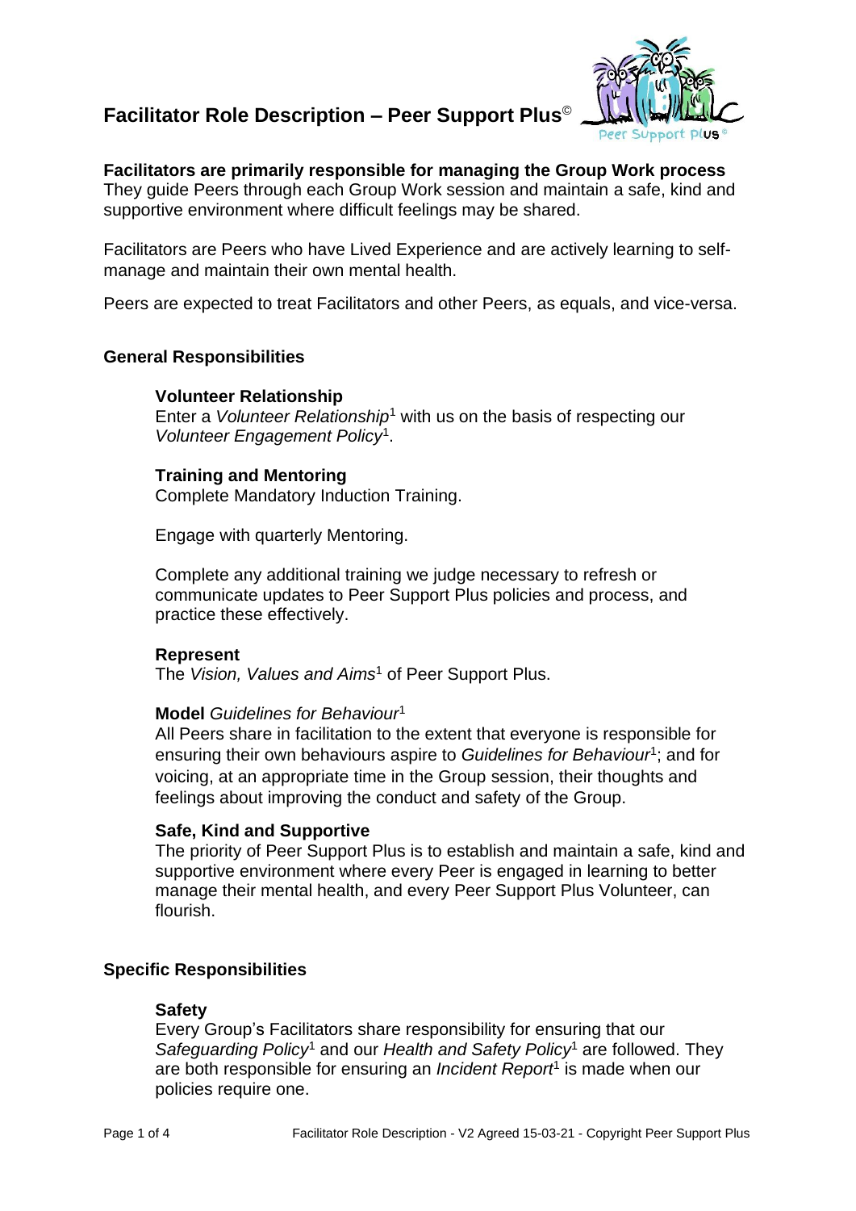# Facilitator Role Description – Peer Support Plus©

**Facilitators are primarily responsible for managing the Group Work process**
They guide Peers through each Group Work session and maintain a safe, kind and supportive environment where difficult feelings may be shared.

Facilitators are Peers who have Lived Experience and are actively learning to self-manage and maintain their own mental health.

Peers are expected to treat Facilitators and other Peers, as equals, and vice-versa.

## General Responsibilities

### Volunteer Relationship

Enter a *Volunteer Relationship*[1] with us on the basis of respecting our *Volunteer Engagement Policy*[1].

### Training and Mentoring

Complete Mandatory Induction Training.

Engage with quarterly Mentoring.

Complete any additional training we judge necessary to refresh or communicate updates to Peer Support Plus policies and process, and practice these effectively.

### Represent

The *Vision, Values and Aims*[1] of Peer Support Plus.

### Model *Guidelines for Behaviour*[1]

All Peers share in facilitation to the extent that everyone is responsible for ensuring their own behaviours aspire to *Guidelines for Behaviour*[1]; and for voicing, at an appropriate time in the Group session, their thoughts and feelings about improving the conduct and safety of the Group.

### Safe, Kind and Supportive

The priority of Peer Support Plus is to establish and maintain a safe, kind and supportive environment where every Peer is engaged in learning to better manage their mental health, and every Peer Support Plus Volunteer, can flourish.

## Specific Responsibilities

### Safety

Every Group's Facilitators share responsibility for ensuring that our *Safeguarding Policy*[1] and our *Health and Safety Policy*[1] are followed. They are both responsible for ensuring an *Incident Report*[1] is made when our policies require one.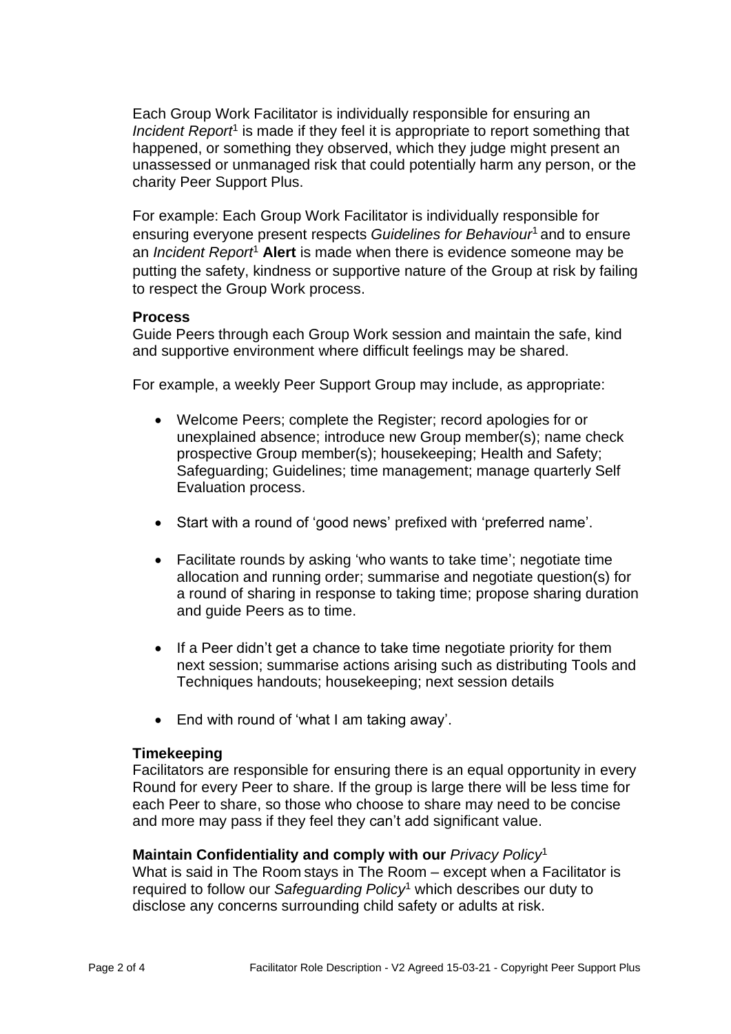Each Group Work Facilitator is individually responsible for ensuring an *Incident Report*[1] is made if they feel it is appropriate to report something that happened, or something they observed, which they judge might present an unassessed or unmanaged risk that could potentially harm any person, or the charity Peer Support Plus.

For example: Each Group Work Facilitator is individually responsible for ensuring everyone present respects *Guidelines for Behaviour*[1] and to ensure an *Incident Report*[1] **Alert** is made when there is evidence someone may be putting the safety, kindness or supportive nature of the Group at risk by failing to respect the Group Work process.

**Process**

Guide Peers through each Group Work session and maintain the safe, kind and supportive environment where difficult feelings may be shared.

For example, a weekly Peer Support Group may include, as appropriate:

- Welcome Peers; complete the Register; record apologies for or unexplained absence; introduce new Group member(s); name check prospective Group member(s); housekeeping; Health and Safety; Safeguarding; Guidelines; time management; manage quarterly Self Evaluation process.
- Start with a round of 'good news' prefixed with 'preferred name'.
- Facilitate rounds by asking 'who wants to take time'; negotiate time allocation and running order; summarise and negotiate question(s) for a round of sharing in response to taking time; propose sharing duration and guide Peers as to time.
- If a Peer didn't get a chance to take time negotiate priority for them next session; summarise actions arising such as distributing Tools and Techniques handouts; housekeeping; next session details
- End with round of 'what I am taking away'.

**Timekeeping**

Facilitators are responsible for ensuring there is an equal opportunity in every Round for every Peer to share. If the group is large there will be less time for each Peer to share, so those who choose to share may need to be concise and more may pass if they feel they can't add significant value.

**Maintain Confidentiality and comply with our *Privacy Policy*[1]**

What is said in The Room stays in The Room – except when a Facilitator is required to follow our *Safeguarding Policy*[1] which describes our duty to disclose any concerns surrounding child safety or adults at risk.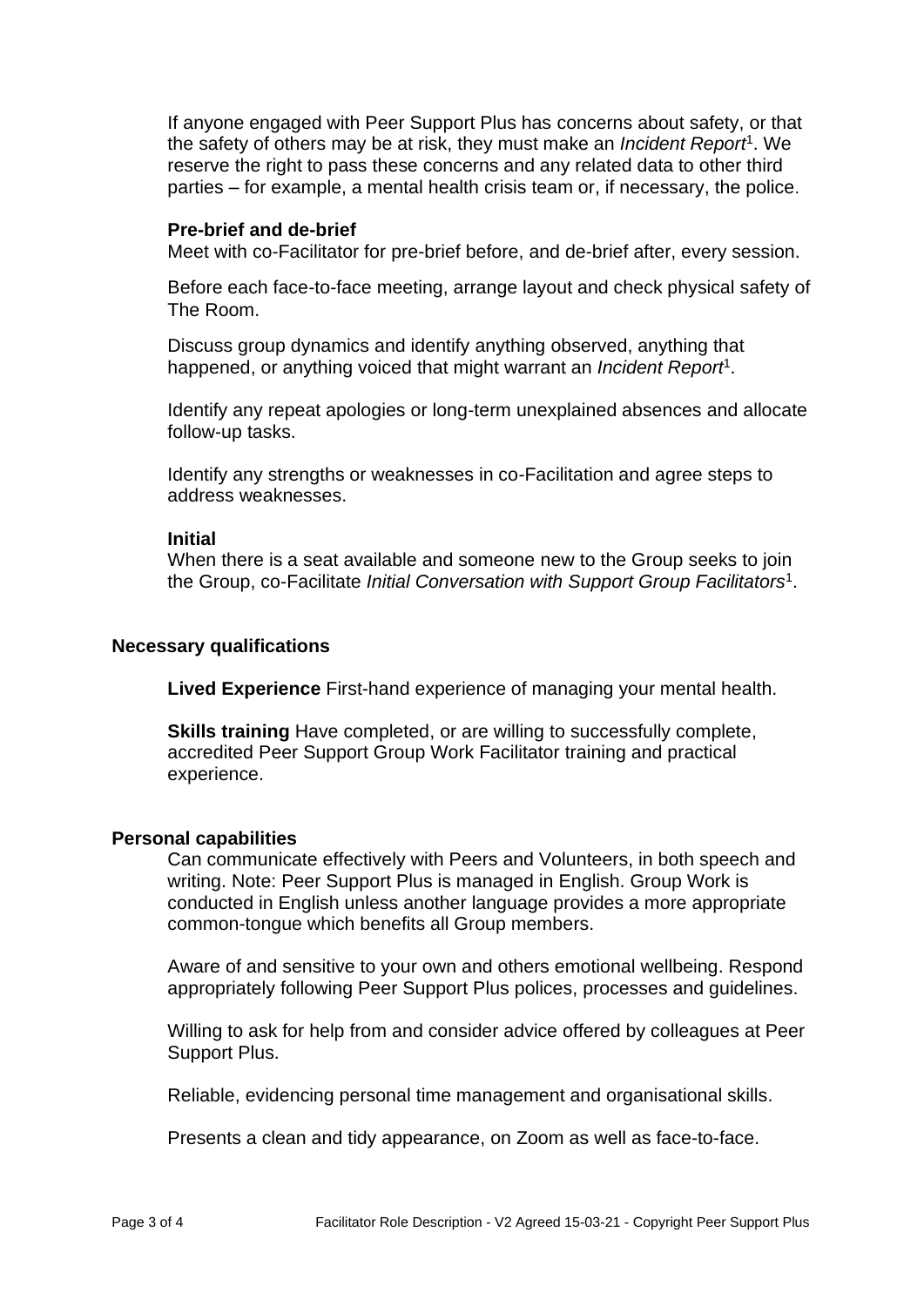If anyone engaged with Peer Support Plus has concerns about safety, or that the safety of others may be at risk, they must make an *Incident Report*[1]. We reserve the right to pass these concerns and any related data to other third parties – for example, a mental health crisis team or, if necessary, the police.

**Pre-brief and de-brief**

Meet with co-Facilitator for pre-brief before, and de-brief after, every session.

Before each face-to-face meeting, arrange layout and check physical safety of The Room.

Discuss group dynamics and identify anything observed, anything that happened, or anything voiced that might warrant an *Incident Report*[1].

Identify any repeat apologies or long-term unexplained absences and allocate follow-up tasks.

Identify any strengths or weaknesses in co-Facilitation and agree steps to address weaknesses.

**Initial**

When there is a seat available and someone new to the Group seeks to join the Group, co-Facilitate *Initial Conversation with Support Group Facilitators*[1].

## Necessary qualifications

**Lived Experience** First-hand experience of managing your mental health.

**Skills training** Have completed, or are willing to successfully complete, accredited Peer Support Group Work Facilitator training and practical experience.

## Personal capabilities

Can communicate effectively with Peers and Volunteers, in both speech and writing. Note: Peer Support Plus is managed in English. Group Work is conducted in English unless another language provides a more appropriate common-tongue which benefits all Group members.

Aware of and sensitive to your own and others emotional wellbeing. Respond appropriately following Peer Support Plus polices, processes and guidelines.

Willing to ask for help from and consider advice offered by colleagues at Peer Support Plus.

Reliable, evidencing personal time management and organisational skills.

Presents a clean and tidy appearance, on Zoom as well as face-to-face.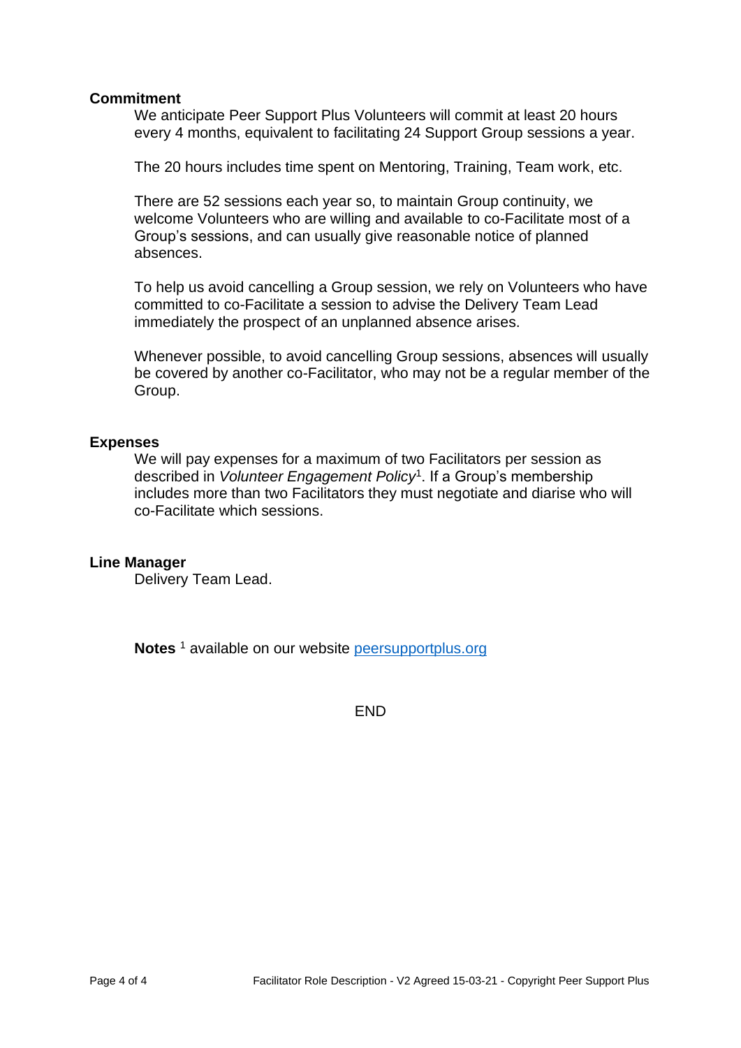**Commitment**

We anticipate Peer Support Plus Volunteers will commit at least 20 hours every 4 months, equivalent to facilitating 24 Support Group sessions a year.

The 20 hours includes time spent on Mentoring, Training, Team work, etc.

There are 52 sessions each year so, to maintain Group continuity, we welcome Volunteers who are willing and available to co-Facilitate most of a Group's sessions, and can usually give reasonable notice of planned absences.

To help us avoid cancelling a Group session, we rely on Volunteers who have committed to co-Facilitate a session to advise the Delivery Team Lead immediately the prospect of an unplanned absence arises.

Whenever possible, to avoid cancelling Group sessions, absences will usually be covered by another co-Facilitator, who may not be a regular member of the Group.

**Expenses**

We will pay expenses for a maximum of two Facilitators per session as described in *Volunteer Engagement Policy*[1]. If a Group's membership includes more than two Facilitators they must negotiate and diarise who will co-Facilitate which sessions.

**Line Manager**

Delivery Team Lead.

**Notes** [1] available on our website [peersupportplus.org](peersupportplus.org)

END